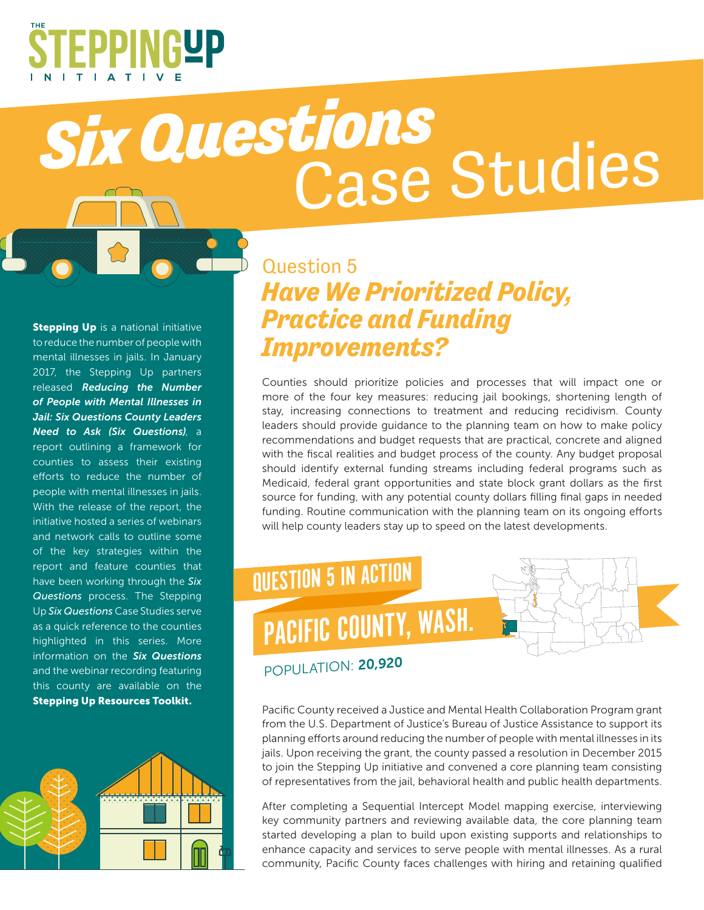THE STEPPING UP INITIATIVE

# *Six Questions* Case Studies

**Stepping Up** is a national initiative to reduce the number of people with mental illnesses in jails. In January 2017, the Stepping Up partners released ***Reducing the Number of People with Mental Illnesses in Jail: Six Questions County Leaders Need to Ask (Six Questions)***, a report outlining a framework for counties to assess their existing efforts to reduce the number of people with mental illnesses in jails. With the release of the report, the initiative hosted a series of webinars and network calls to outline some of the key strategies within the report and feature counties that have been working through the ***Six Questions*** process. The Stepping Up ***Six Questions*** Case Studies serve as a quick reference to the counties highlighted in this series. More information on the ***Six Questions*** and the webinar recording featuring this county are available on the **Stepping Up Resources Toolkit.**

## Question 5
## *Have We Prioritized Policy, Practice and Funding Improvements?*

Counties should prioritize policies and processes that will impact one or more of the four key measures: reducing jail bookings, shortening length of stay, increasing connections to treatment and reducing recidivism. County leaders should provide guidance to the planning team on how to make policy recommendations and budget requests that are practical, concrete and aligned with the fiscal realities and budget process of the county. Any budget proposal should identify external funding streams including federal programs such as Medicaid, federal grant opportunities and state block grant dollars as the first source for funding, with any potential county dollars filling final gaps in needed funding. Routine communication with the planning team on its ongoing efforts will help county leaders stay up to speed on the latest developments.

## QUESTION 5 IN ACTION

## PACIFIC COUNTY, WASH.

POPULATION: **20,920**

Pacific County received a Justice and Mental Health Collaboration Program grant from the U.S. Department of Justice's Bureau of Justice Assistance to support its planning efforts around reducing the number of people with mental illnesses in its jails. Upon receiving the grant, the county passed a resolution in December 2015 to join the Stepping Up initiative and convened a core planning team consisting of representatives from the jail, behavioral health and public health departments.

After completing a Sequential Intercept Model mapping exercise, interviewing key community partners and reviewing available data, the core planning team started developing a plan to build upon existing supports and relationships to enhance capacity and services to serve people with mental illnesses. As a rural community, Pacific County faces challenges with hiring and retaining qualified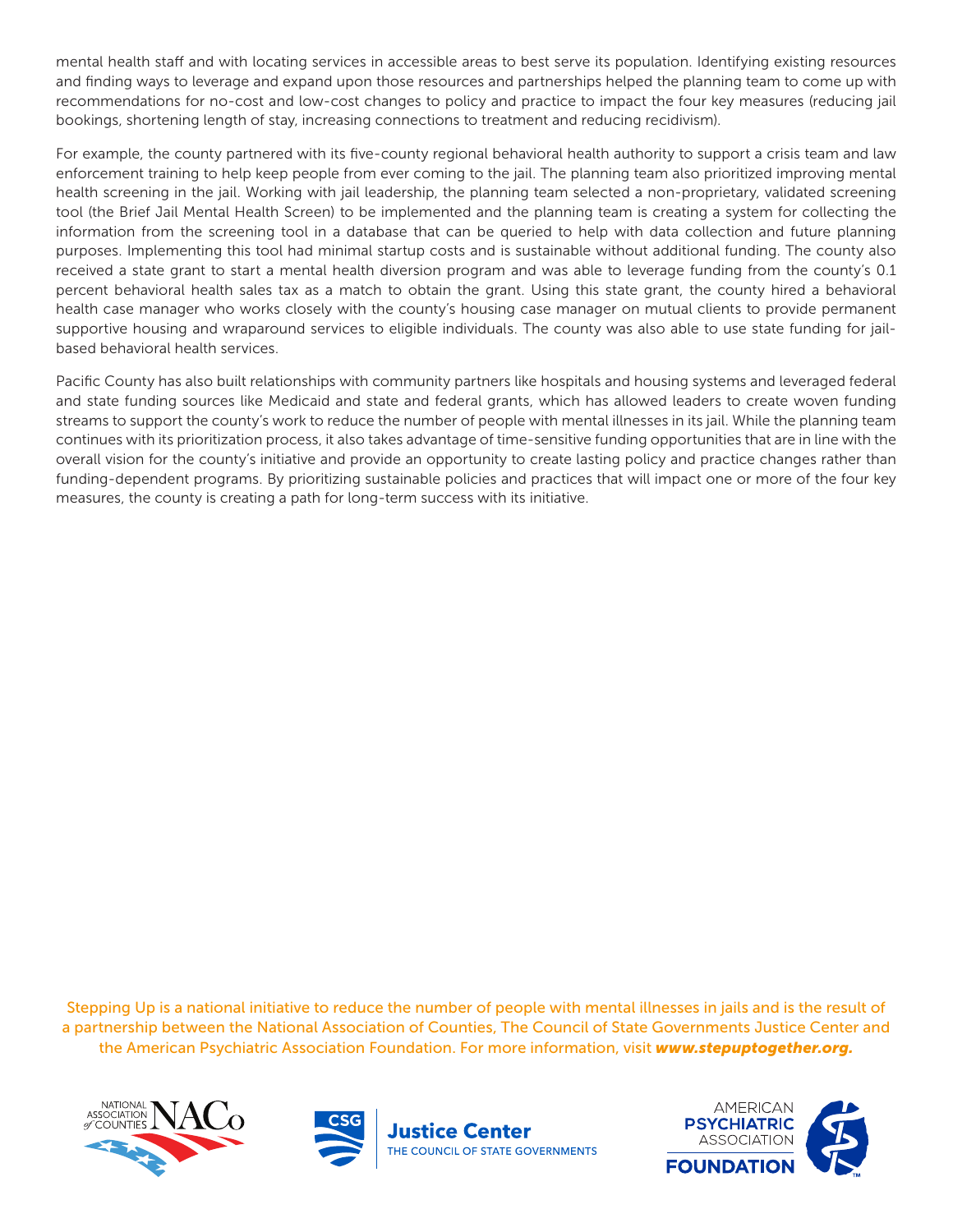mental health staff and with locating services in accessible areas to best serve its population. Identifying existing resources and finding ways to leverage and expand upon those resources and partnerships helped the planning team to come up with recommendations for no-cost and low-cost changes to policy and practice to impact the four key measures (reducing jail bookings, shortening length of stay, increasing connections to treatment and reducing recidivism).

For example, the county partnered with its five-county regional behavioral health authority to support a crisis team and law enforcement training to help keep people from ever coming to the jail. The planning team also prioritized improving mental health screening in the jail. Working with jail leadership, the planning team selected a non-proprietary, validated screening tool (the Brief Jail Mental Health Screen) to be implemented and the planning team is creating a system for collecting the information from the screening tool in a database that can be queried to help with data collection and future planning purposes. Implementing this tool had minimal startup costs and is sustainable without additional funding. The county also received a state grant to start a mental health diversion program and was able to leverage funding from the county's 0.1 percent behavioral health sales tax as a match to obtain the grant. Using this state grant, the county hired a behavioral health case manager who works closely with the county's housing case manager on mutual clients to provide permanent supportive housing and wraparound services to eligible individuals. The county was also able to use state funding for jail-based behavioral health services.

Pacific County has also built relationships with community partners like hospitals and housing systems and leveraged federal and state funding sources like Medicaid and state and federal grants, which has allowed leaders to create woven funding streams to support the county's work to reduce the number of people with mental illnesses in its jail. While the planning team continues with its prioritization process, it also takes advantage of time-sensitive funding opportunities that are in line with the overall vision for the county's initiative and provide an opportunity to create lasting policy and practice changes rather than funding-dependent programs. By prioritizing sustainable policies and practices that will impact one or more of the four key measures, the county is creating a path for long-term success with its initiative.

Stepping Up is a national initiative to reduce the number of people with mental illnesses in jails and is the result of a partnership between the National Association of Counties, The Council of State Governments Justice Center and the American Psychiatric Association Foundation. For more information, visit ***www.stepuptogether.org.***

NATIONAL ASSOCIATION of COUNTIES NACo

CSG Justice Center THE COUNCIL OF STATE GOVERNMENTS

AMERICAN PSYCHIATRIC ASSOCIATION FOUNDATION